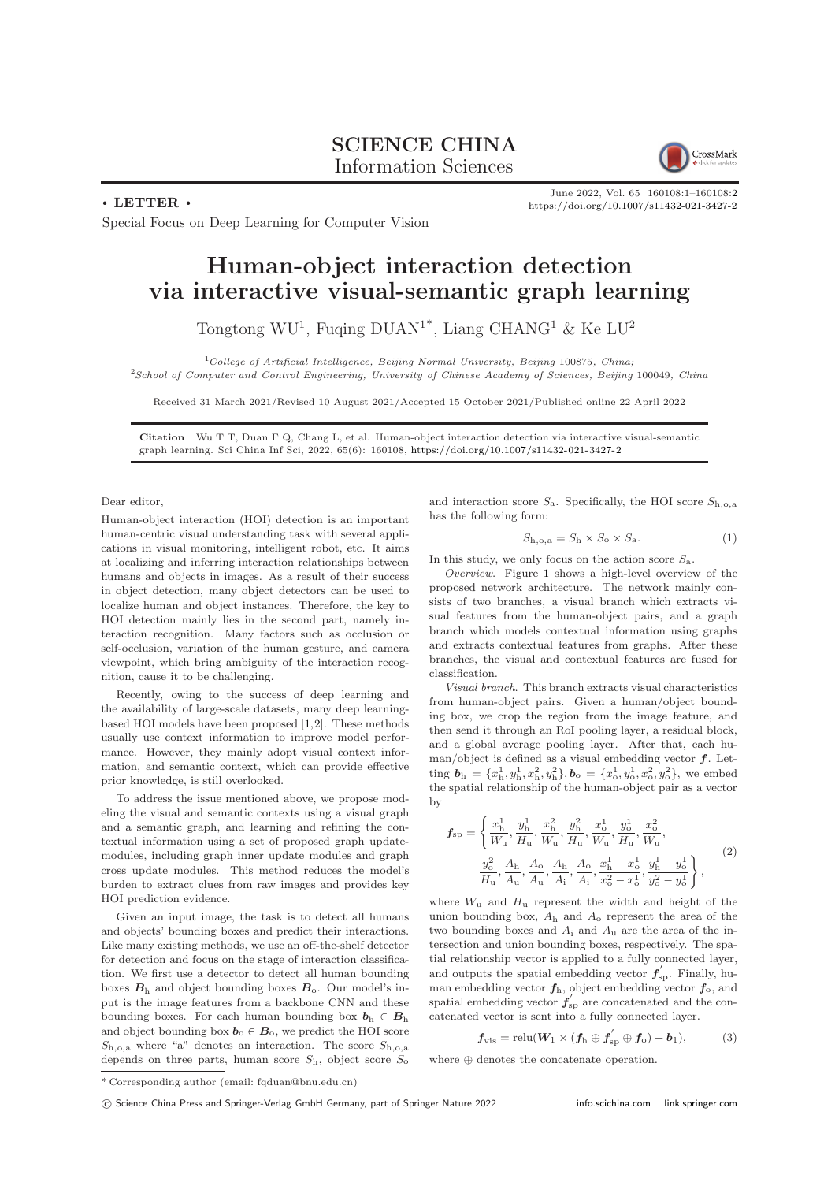# SCIENCE CHINA Information Sciences

• LETTER •

Special Focus on Deep Learning for Computer Vision

# Human-object interaction detection via interactive visual-semantic graph learning

Tongtong WU[1], Fuqing DUAN[1*], Liang CHANG[1] & Ke LU[2]

[1]*College of Artificial Intelligence, Beijing Normal University, Beijing* 100875*, China;*
[2]*School of Computer and Control Engineering, University of Chinese Academy of Sciences, Beijing* 100049*, China*

Received 31 March 2021/Revised 10 August 2021/Accepted 15 October 2021/Published online 22 April 2022

**Citation** Wu T T, Duan F Q, Chang L, et al. Human-object interaction detection via interactive visual-semantic graph learning. Sci China Inf Sci, 2022, 65(6): 160108, https://doi.org/10.1007/s11432-021-3427-2

Dear editor,

Human-object interaction (HOI) detection is an important human-centric visual understanding task with several applications in visual monitoring, intelligent robot, etc. It aims at localizing and inferring interaction relationships between humans and objects in images. As a result of their success in object detection, many object detectors can be used to localize human and object instances. Therefore, the key to HOI detection mainly lies in the second part, namely interaction recognition. Many factors such as occlusion or self-occlusion, variation of the human gesture, and camera viewpoint, which bring ambiguity of the interaction recognition, cause it to be challenging.

Recently, owing to the success of deep learning and the availability of large-scale datasets, many deep learning-based HOI models have been proposed [1,2]. These methods usually use context information to improve model performance. However, they mainly adopt visual context information, and semantic context, which can provide effective prior knowledge, is still overlooked.

To address the issue mentioned above, we propose modeling the visual and semantic contexts using a visual graph and a semantic graph, and learning and refining the contextual information using a set of proposed graph update-modules, including graph inner update modules and graph cross update modules. This method reduces the model's burden to extract clues from raw images and provides key HOI prediction evidence.

Given an input image, the task is to detect all humans and objects' bounding boxes and predict their interactions. Like many existing methods, we use an off-the-shelf detector for detection and focus on the stage of interaction classification. We first use a detector to detect all human bounding boxes $\boldsymbol{B}_{\rm h}$ and object bounding boxes $\boldsymbol{B}_{\rm o}$. Our model's input is the image features from a backbone CNN and these bounding boxes. For each human bounding box $\boldsymbol{b}_{\rm h} \in \boldsymbol{B}_{\rm h}$ and object bounding box $\boldsymbol{b}_{\rm o} \in \boldsymbol{B}_{\rm o}$, we predict the HOI score $S_{\rm h,o,a}$ where "a" denotes an interaction. The score $S_{\rm h,o,a}$ depends on three parts, human score $S_{\rm h}$, object score $S_{\rm o}$ and interaction score $S_{\rm a}$. Specifically, the HOI score $S_{\rm h,o,a}$ has the following form:

$$S_{\rm h,o,a} = S_{\rm h} \times S_{\rm o} \times S_{\rm a}. \tag{1}$$

In this study, we only focus on the action score $S_{\rm a}$.

*Overview*. Figure 1 shows a high-level overview of the proposed network architecture. The network mainly consists of two branches, a visual branch which extracts visual features from the human-object pairs, and a graph branch which models contextual information using graphs and extracts contextual features from graphs. After these branches, the visual and contextual features are fused for classification.

*Visual branch*. This branch extracts visual characteristics from human-object pairs. Given a human/object bounding box, we crop the region from the image feature, and then send it through an RoI pooling layer, a residual block, and a global average pooling layer. After that, each human/object is defined as a visual embedding vector $\boldsymbol{f}$. Letting $\boldsymbol{b}_{\rm h} = \{x_{\rm h}^1, y_{\rm h}^1, x_{\rm h}^2, y_{\rm h}^2\}, \boldsymbol{b}_{\rm o} = \{x_{\rm o}^1, y_{\rm o}^1, x_{\rm o}^2, y_{\rm o}^2\}$, we embed the spatial relationship of the human-object pair as a vector by

$$\boldsymbol{f}_{\rm sp} = \left\{ \frac{x_{\rm h}^1}{W_{\rm u}}, \frac{y_{\rm h}^1}{H_{\rm u}}, \frac{x_{\rm h}^2}{W_{\rm u}}, \frac{y_{\rm h}^2}{H_{\rm u}}, \frac{x_{\rm o}^1}{W_{\rm u}}, \frac{y_{\rm o}^1}{H_{\rm u}}, \frac{x_{\rm o}^2}{W_{\rm u}}, \frac{y_{\rm o}^2}{H_{\rm u}}, \frac{A_{\rm h}}{A_{\rm u}}, \frac{A_{\rm o}}{A_{\rm u}}, \frac{A_{\rm h}}{A_{\rm i}}, \frac{A_{\rm o}}{A_{\rm i}}, \frac{x_{\rm h}^1 - x_{\rm o}^1}{x_{\rm o}^2 - x_{\rm o}^1}, \frac{y_{\rm h}^1 - y_{\rm o}^1}{y_{\rm o}^2 - y_{\rm o}^1} \right\}, \tag{2}$$

where $W_{\rm u}$ and $H_{\rm u}$ represent the width and height of the union bounding box, $A_{\rm h}$ and $A_{\rm o}$ represent the area of the two bounding boxes and $A_{\rm i}$ and $A_{\rm u}$ are the area of the intersection and union bounding boxes, respectively. The spatial relationship vector is applied to a fully connected layer, and outputs the spatial embedding vector $\boldsymbol{f}_{\rm sp}^{'}$. Finally, human embedding vector $\boldsymbol{f}_{\rm h}$, object embedding vector $\boldsymbol{f}_{\rm o}$, and spatial embedding vector $\boldsymbol{f}_{\rm sp}^{'}$ are concatenated and the concatenated vector is sent into a fully connected layer.

$$\boldsymbol{f}_{\rm vis} = {\rm relu}(\boldsymbol{W}_1 \times (\boldsymbol{f}_{\rm h} \oplus \boldsymbol{f}_{\rm sp}^{'} \oplus \boldsymbol{f}_{\rm o}) + \boldsymbol{b}_1), \tag{3}$$

where $\oplus$ denotes the concatenate operation.

\* Corresponding author (email: fqduan@bnu.edu.cn)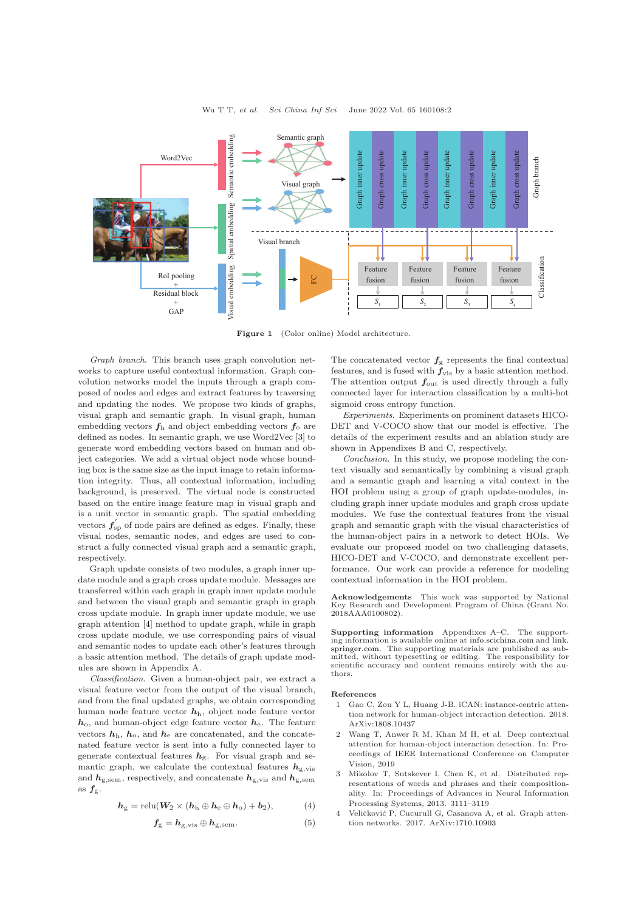Semantic graph

Visual graph

Word2Vec

Semantic embedding

Spatial embedding

Visual embedding

RoI pooling
+
Residual block
+
GAP

Visual branch

FC

Graph inner update

Graph cross update

Graph inner update

Graph cross update

Graph inner update

Graph cross update

Graph inner update

Graph cross update

Graph branch

Feature fusion

Feature fusion

Feature fusion

Feature fusion

$S_1$

$S_2$

$S_3$

$S_4$

Classification

**Figure 1** (Color online) Model architecture.

*Graph branch.* This branch uses graph convolution networks to capture useful contextual information. Graph convolution networks model the inputs through a graph composed of nodes and edges and extract features by traversing and updating the nodes. We propose two kinds of graphs, visual graph and semantic graph. In visual graph, human embedding vectors $\boldsymbol{f}_{\rm h}$ and object embedding vectors $\boldsymbol{f}_{\rm o}$ are defined as nodes. In semantic graph, we use Word2Vec [3] to generate word embedding vectors based on human and object categories. We add a virtual object node whose bounding box is the same size as the input image to retain information integrity. Thus, all contextual information, including background, is preserved. The virtual node is constructed based on the entire image feature map in visual graph and is a unit vector in semantic graph. The spatial embedding vectors $\boldsymbol{f}^{'}_{\rm sp}$ of node pairs are defined as edges. Finally, these visual nodes, semantic nodes, and edges are used to construct a fully connected visual graph and a semantic graph, respectively.

Graph update consists of two modules, a graph inner update module and a graph cross update module. Messages are transferred within each graph in graph inner update module and between the visual graph and semantic graph in graph cross update module. In graph inner update module, we use graph attention [4] method to update graph, while in graph cross update module, we use corresponding pairs of visual and semantic nodes to update each other's features through a basic attention method. The details of graph update modules are shown in Appendix A.

*Classification.* Given a human-object pair, we extract a visual feature vector from the output of the visual branch, and from the final updated graphs, we obtain corresponding human node feature vector $\boldsymbol{h}_{\rm h}$, object node feature vector $\boldsymbol{h}_{\rm o}$, and human-object edge feature vector $\boldsymbol{h}_{\rm e}$. The feature vectors $\boldsymbol{h}_{\rm h}$, $\boldsymbol{h}_{\rm o}$, and $\boldsymbol{h}_{\rm e}$ are concatenated, and the concatenated feature vector is sent into a fully connected layer to generate contextual features $\boldsymbol{h}_{\rm g}$. For visual graph and semantic graph, we calculate the contextual features $\boldsymbol{h}_{\rm g,vis}$ and $\boldsymbol{h}_{\rm g,sem}$, respectively, and concatenate $\boldsymbol{h}_{\rm g,vis}$ and $\boldsymbol{h}_{\rm g,sem}$ as $\boldsymbol{f}_{\rm g}$.

$$\boldsymbol{h}_{\rm g} = {\rm relu}(\boldsymbol{W}_2 \times (\boldsymbol{h}_{\rm h} \oplus \boldsymbol{h}_{\rm e} \oplus \boldsymbol{h}_{\rm o}) + \boldsymbol{b}_2), \tag{4}$$

$$\boldsymbol{f}_{\rm g} = \boldsymbol{h}_{\rm g,vis} \oplus \boldsymbol{h}_{\rm g,sem}. \tag{5}$$

The concatenated vector $\boldsymbol{f}_{\rm g}$ represents the final contextual features, and is fused with $\boldsymbol{f}_{\rm vis}$ by a basic attention method. The attention output $\boldsymbol{f}_{\rm out}$ is used directly through a fully connected layer for interaction classification by a multi-hot sigmoid cross entropy function.

*Experiments.* Experiments on prominent datasets HICO-DET and V-COCO show that our model is effective. The details of the experiment results and an ablation study are shown in Appendixes B and C, respectively.

*Conclusion.* In this study, we propose modeling the context visually and semantically by combining a visual graph and a semantic graph and learning a vital context in the HOI problem using a group of graph update-modules, including graph inner update modules and graph cross update modules. We fuse the contextual features from the visual graph and semantic graph with the visual characteristics of the human-object pairs in a network to detect HOIs. We evaluate our proposed model on two challenging datasets, HICO-DET and V-COCO, and demonstrate excellent performance. Our work can provide a reference for modeling contextual information in the HOI problem.

**Acknowledgements** This work was supported by National Key Research and Development Program of China (Grant No. 2018AAA0100802).

**Supporting information** Appendixes A–C. The supporting information is available online at info.scichina.com and link.springer.com. The supporting materials are published as submitted, without typesetting or editing. The responsibility for scientific accuracy and content remains entirely with the authors.

**References**

1. Gao C, Zou Y L, Huang J-B. iCAN: instance-centric attention network for human-object interaction detection. 2018. ArXiv:1808.10437
2. Wang T, Anwer R M, Khan M H, et al. Deep contextual attention for human-object interaction detection. In: Proceedings of IEEE International Conference on Computer Vision, 2019
3. Mikolov T, Sutskever I, Chen K, et al. Distributed representations of words and phrases and their compositionality. In: Proceedings of Advances in Neural Information Processing Systems, 2013. 3111–3119
4. Veličković P, Cucurull G, Casanova A, et al. Graph attention networks. 2017. ArXiv:1710.10903